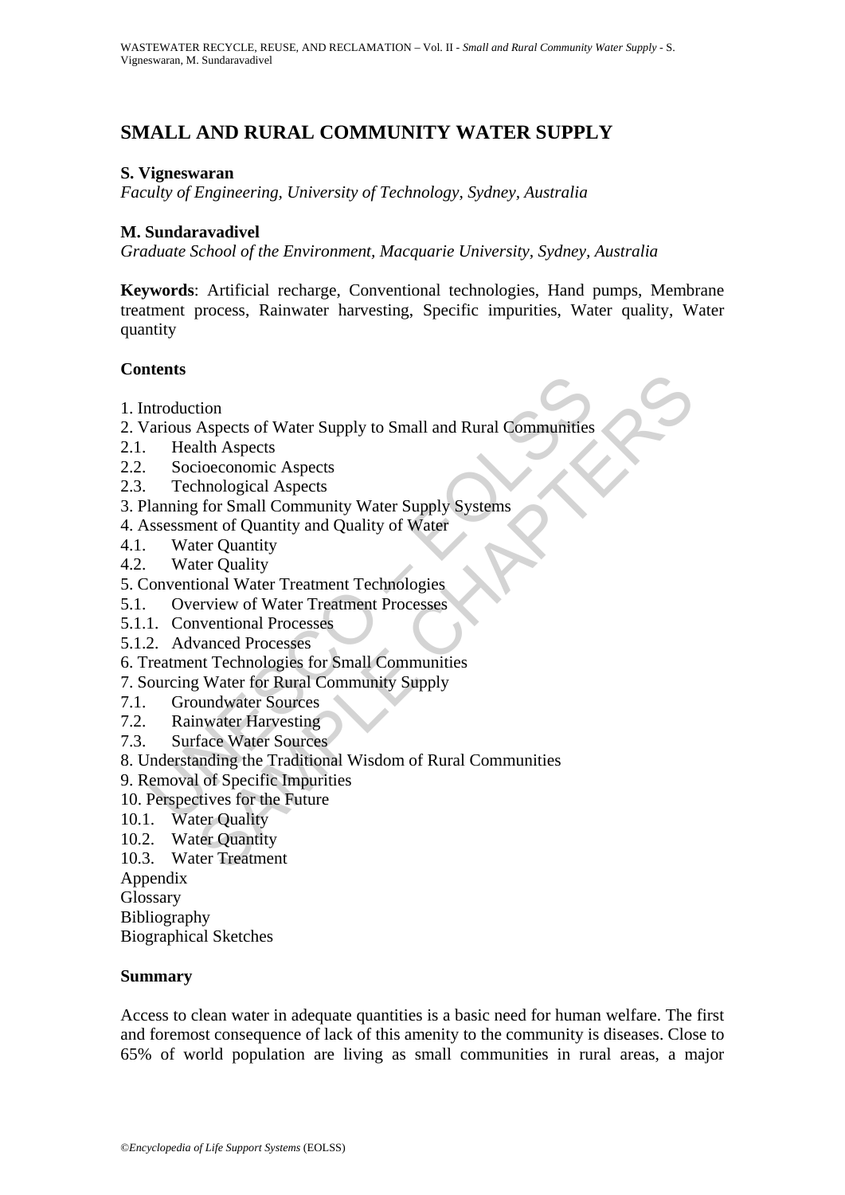# SMALL AND RURAL COMMUNITY WATER SUPPLY

**S. Vigneswaran**

*Faculty of Engineering, University of Technology, Sydney, Australia*

**M. Sundaravadivel**

*Graduate School of the Environment, Macquarie University, Sydney, Australia*

**Keywords**: Artificial recharge, Conventional technologies, Hand pumps, Membrane treatment process, Rainwater harvesting, Specific impurities, Water quality, Water quantity

## Contents

1. Introduction
2. Various Aspects of Water Supply to Small and Rural Communities
2.1. Health Aspects
2.2. Socioeconomic Aspects
2.3. Technological Aspects
3. Planning for Small Community Water Supply Systems
4. Assessment of Quantity and Quality of Water
4.1. Water Quantity
4.2. Water Quality
5. Conventional Water Treatment Technologies
5.1. Overview of Water Treatment Processes
5.1.1. Conventional Processes
5.1.2. Advanced Processes
6. Treatment Technologies for Small Communities
7. Sourcing Water for Rural Community Supply
7.1. Groundwater Sources
7.2. Rainwater Harvesting
7.3. Surface Water Sources
8. Understanding the Traditional Wisdom of Rural Communities
9. Removal of Specific Impurities
10. Perspectives for the Future
10.1. Water Quality
10.2. Water Quantity
10.3. Water Treatment

Appendix

Glossary

Bibliography

Biographical Sketches

## Summary

Access to clean water in adequate quantities is a basic need for human welfare. The first and foremost consequence of lack of this amenity to the community is diseases. Close to 65% of world population are living as small communities in rural areas, a major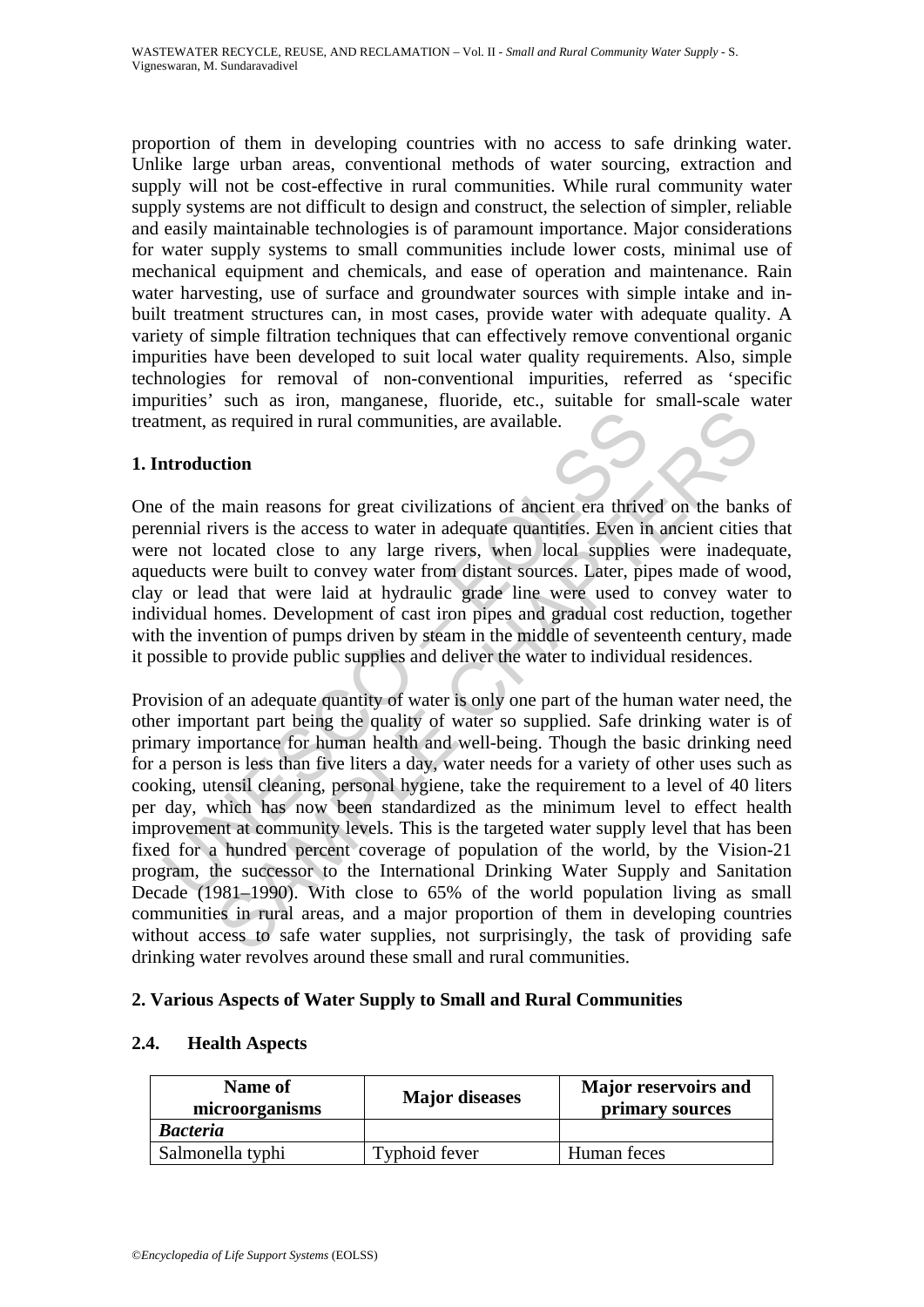proportion of them in developing countries with no access to safe drinking water. Unlike large urban areas, conventional methods of water sourcing, extraction and supply will not be cost-effective in rural communities. While rural community water supply systems are not difficult to design and construct, the selection of simpler, reliable and easily maintainable technologies is of paramount importance. Major considerations for water supply systems to small communities include lower costs, minimal use of mechanical equipment and chemicals, and ease of operation and maintenance. Rain water harvesting, use of surface and groundwater sources with simple intake and in-built treatment structures can, in most cases, provide water with adequate quality. A variety of simple filtration techniques that can effectively remove conventional organic impurities have been developed to suit local water quality requirements. Also, simple technologies for removal of non-conventional impurities, referred as 'specific impurities' such as iron, manganese, fluoride, etc., suitable for small-scale water treatment, as required in rural communities, are available.

## 1. Introduction

One of the main reasons for great civilizations of ancient era thrived on the banks of perennial rivers is the access to water in adequate quantities. Even in ancient cities that were not located close to any large rivers, when local supplies were inadequate, aqueducts were built to convey water from distant sources. Later, pipes made of wood, clay or lead that were laid at hydraulic grade line were used to convey water to individual homes. Development of cast iron pipes and gradual cost reduction, together with the invention of pumps driven by steam in the middle of seventeenth century, made it possible to provide public supplies and deliver the water to individual residences.

Provision of an adequate quantity of water is only one part of the human water need, the other important part being the quality of water so supplied. Safe drinking water is of primary importance for human health and well-being. Though the basic drinking need for a person is less than five liters a day, water needs for a variety of other uses such as cooking, utensil cleaning, personal hygiene, take the requirement to a level of 40 liters per day, which has now been standardized as the minimum level to effect health improvement at community levels. This is the targeted water supply level that has been fixed for a hundred percent coverage of population of the world, by the Vision-21 program, the successor to the International Drinking Water Supply and Sanitation Decade (1981–1990). With close to 65% of the world population living as small communities in rural areas, and a major proportion of them in developing countries without access to safe water supplies, not surprisingly, the task of providing safe drinking water revolves around these small and rural communities.

## 2. Various Aspects of Water Supply to Small and Rural Communities

### 2.4. Health Aspects

| Name of microorganisms | Major diseases | Major reservoirs and primary sources |
|---|---|---|
| ***Bacteria*** | | |
| Salmonella typhi | Typhoid fever | Human feces |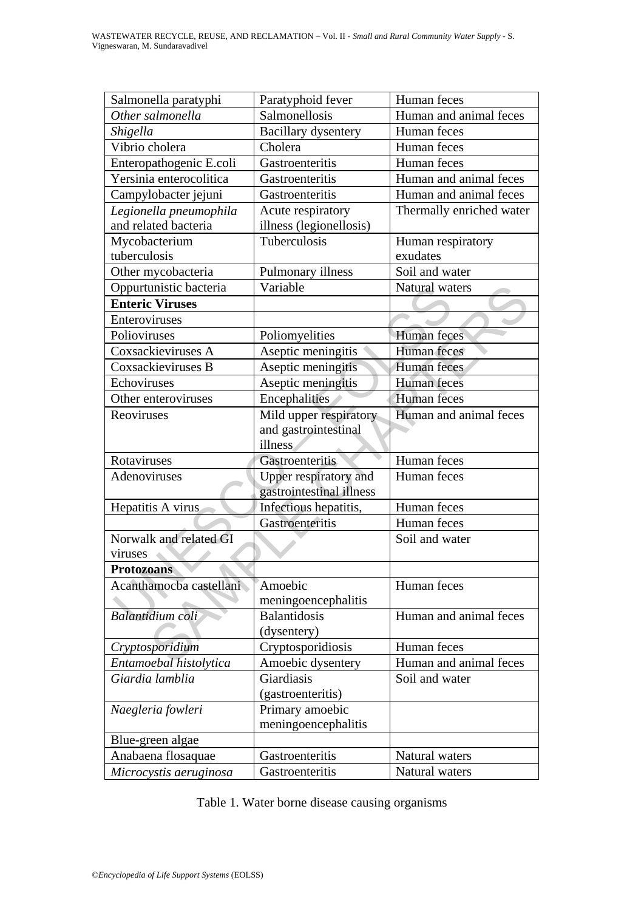| Salmonella paratyphi | Paratyphoid fever | Human feces |
|---|---|---|
| *Other salmonella* | Salmonellosis | Human and animal feces |
| *Shigella* | Bacillary dysentery | Human feces |
| Vibrio cholera | Cholera | Human feces |
| Enteropathogenic E.coli | Gastroenteritis | Human feces |
| Yersinia enterocolitica | Gastroenteritis | Human and animal feces |
| Campylobacter jejuni | Gastroenteritis | Human and animal feces |
| *Legionella pneumophila* and related bacteria | Acute respiratory illness (legionellosis) | Thermally enriched water |
| Mycobacterium tuberculosis | Tuberculosis | Human respiratory exudates |
| Other mycobacteria | Pulmonary illness | Soil and water |
| Oppurtunistic bacteria | Variable | Natural waters |
| **Enteric Viruses** | | |
| Enteroviruses | | |
| Polioviruses | Poliomyelities | Human feces |
| Coxsackieviruses A | Aseptic meningitis | Human feces |
| Coxsackieviruses B | Aseptic meningitis | Human feces |
| Echoviruses | Aseptic meningitis | Human feces |
| Other enteroviruses | Encephalities | Human feces |
| Reoviruses | Mild upper respiratory and gastrointestinal illness | Human and animal feces |
| Rotaviruses | Gastroenteritis | Human feces |
| Adenoviruses | Upper respiratory and gastrointestinal illness | Human feces |
| Hepatitis A virus | Infectious hepatitis, | Human feces |
| | Gastroenteritis | Human feces |
| Norwalk and related GI viruses | | Soil and water |
| **Protozoans** | | |
| Acanthamocba castellani | Amoebic meningoencephalitis | Human feces |
| *Balantidium coli* | Balantidosis (dysentery) | Human and animal feces |
| *Cryptosporidium* | Cryptosporidiosis | Human feces |
| *Entamoebal histolytica* | Amoebic dysentery | Human and animal feces |
| *Giardia lamblia* | Giardiasis (gastroenteritis) | Soil and water |
| *Naegleria fowleri* | Primary amoebic meningoencephalitis | |
| Blue-green algae | | |
| Anabaena flosaquae | Gastroenteritis | Natural waters |
| *Microcystis aeruginosa* | Gastroenteritis | Natural waters |

Table 1. Water borne disease causing organisms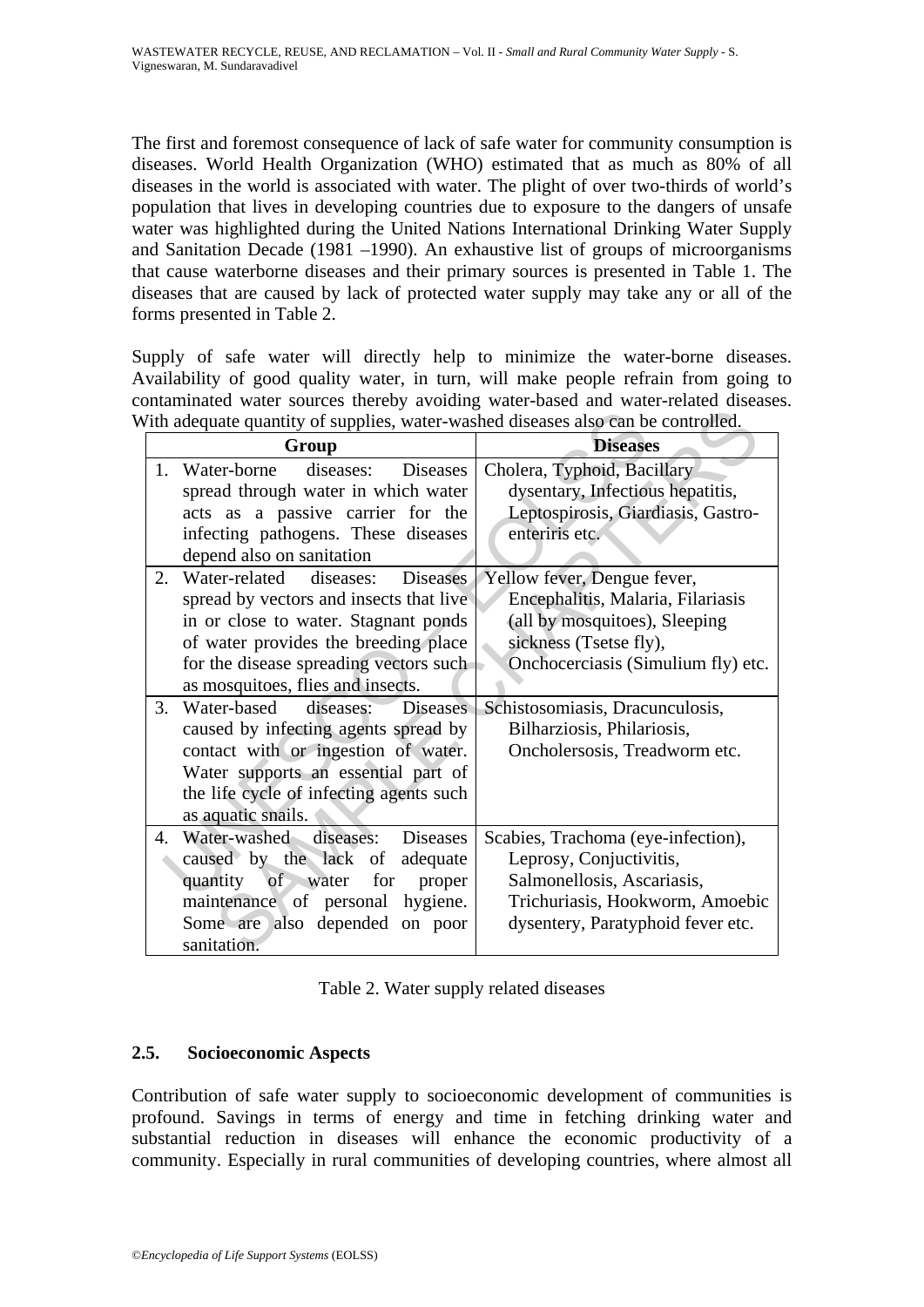The first and foremost consequence of lack of safe water for community consumption is diseases. World Health Organization (WHO) estimated that as much as 80% of all diseases in the world is associated with water. The plight of over two-thirds of world's population that lives in developing countries due to exposure to the dangers of unsafe water was highlighted during the United Nations International Drinking Water Supply and Sanitation Decade (1981 –1990). An exhaustive list of groups of microorganisms that cause waterborne diseases and their primary sources is presented in Table 1. The diseases that are caused by lack of protected water supply may take any or all of the forms presented in Table 2.

Supply of safe water will directly help to minimize the water-borne diseases. Availability of good quality water, in turn, will make people refrain from going to contaminated water sources thereby avoiding water-based and water-related diseases. With adequate quantity of supplies, water-washed diseases also can be controlled.

| Group | Diseases |
|---|---|
| 1. Water-borne diseases: Diseases spread through water in which water acts as a passive carrier for the infecting pathogens. These diseases depend also on sanitation | Cholera, Typhoid, Bacillary dysentary, Infectious hepatitis, Leptospirosis, Giardiasis, Gastro-enteriris etc. |
| 2. Water-related diseases: Diseases spread by vectors and insects that live in or close to water. Stagnant ponds of water provides the breeding place for the disease spreading vectors such as mosquitoes, flies and insects. | Yellow fever, Dengue fever, Encephalitis, Malaria, Filariasis (all by mosquitoes), Sleeping sickness (Tsetse fly), Onchocerciasis (Simulium fly) etc. |
| 3. Water-based diseases: Diseases caused by infecting agents spread by contact with or ingestion of water. Water supports an essential part of the life cycle of infecting agents such as aquatic snails. | Schistosomiasis, Dracunculosis, Bilharziosis, Philariosis, Oncholersosis, Treadworm etc. |
| 4. Water-washed diseases: Diseases caused by the lack of adequate quantity of water for proper maintenance of personal hygiene. Some are also depended on poor sanitation. | Scabies, Trachoma (eye-infection), Leprosy, Conjuctivitis, Salmonellosis, Ascariasis, Trichuriasis, Hookworm, Amoebic dysentery, Paratyphoid fever etc. |

Table 2. Water supply related diseases

### 2.5. Socioeconomic Aspects

Contribution of safe water supply to socioeconomic development of communities is profound. Savings in terms of energy and time in fetching drinking water and substantial reduction in diseases will enhance the economic productivity of a community. Especially in rural communities of developing countries, where almost all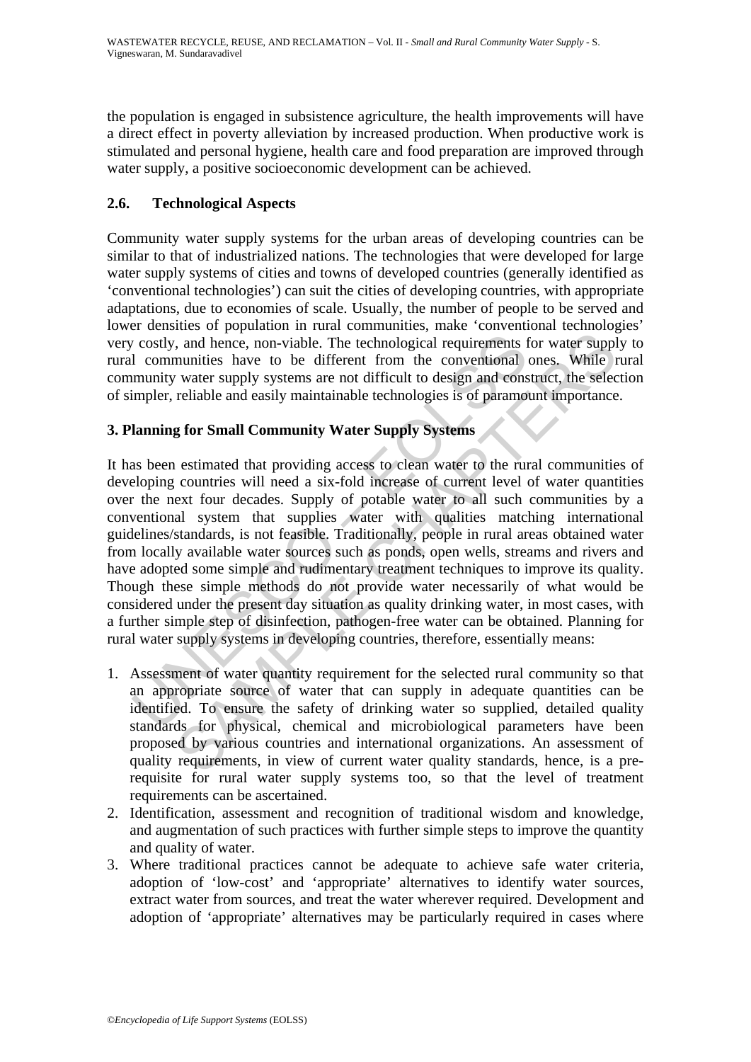the population is engaged in subsistence agriculture, the health improvements will have a direct effect in poverty alleviation by increased production. When productive work is stimulated and personal hygiene, health care and food preparation are improved through water supply, a positive socioeconomic development can be achieved.

### 2.6. Technological Aspects

Community water supply systems for the urban areas of developing countries can be similar to that of industrialized nations. The technologies that were developed for large water supply systems of cities and towns of developed countries (generally identified as 'conventional technologies') can suit the cities of developing countries, with appropriate adaptations, due to economies of scale. Usually, the number of people to be served and lower densities of population in rural communities, make 'conventional technologies' very costly, and hence, non-viable. The technological requirements for water supply to rural communities have to be different from the conventional ones. While rural community water supply systems are not difficult to design and construct, the selection of simpler, reliable and easily maintainable technologies is of paramount importance.

## 3. Planning for Small Community Water Supply Systems

It has been estimated that providing access to clean water to the rural communities of developing countries will need a six-fold increase of current level of water quantities over the next four decades. Supply of potable water to all such communities by a conventional system that supplies water with qualities matching international guidelines/standards, is not feasible. Traditionally, people in rural areas obtained water from locally available water sources such as ponds, open wells, streams and rivers and have adopted some simple and rudimentary treatment techniques to improve its quality. Though these simple methods do not provide water necessarily of what would be considered under the present day situation as quality drinking water, in most cases, with a further simple step of disinfection, pathogen-free water can be obtained. Planning for rural water supply systems in developing countries, therefore, essentially means:

1. Assessment of water quantity requirement for the selected rural community so that an appropriate source of water that can supply in adequate quantities can be identified. To ensure the safety of drinking water so supplied, detailed quality standards for physical, chemical and microbiological parameters have been proposed by various countries and international organizations. An assessment of quality requirements, in view of current water quality standards, hence, is a pre-requisite for rural water supply systems too, so that the level of treatment requirements can be ascertained.
2. Identification, assessment and recognition of traditional wisdom and knowledge, and augmentation of such practices with further simple steps to improve the quantity and quality of water.
3. Where traditional practices cannot be adequate to achieve safe water criteria, adoption of 'low-cost' and 'appropriate' alternatives to identify water sources, extract water from sources, and treat the water wherever required. Development and adoption of 'appropriate' alternatives may be particularly required in cases where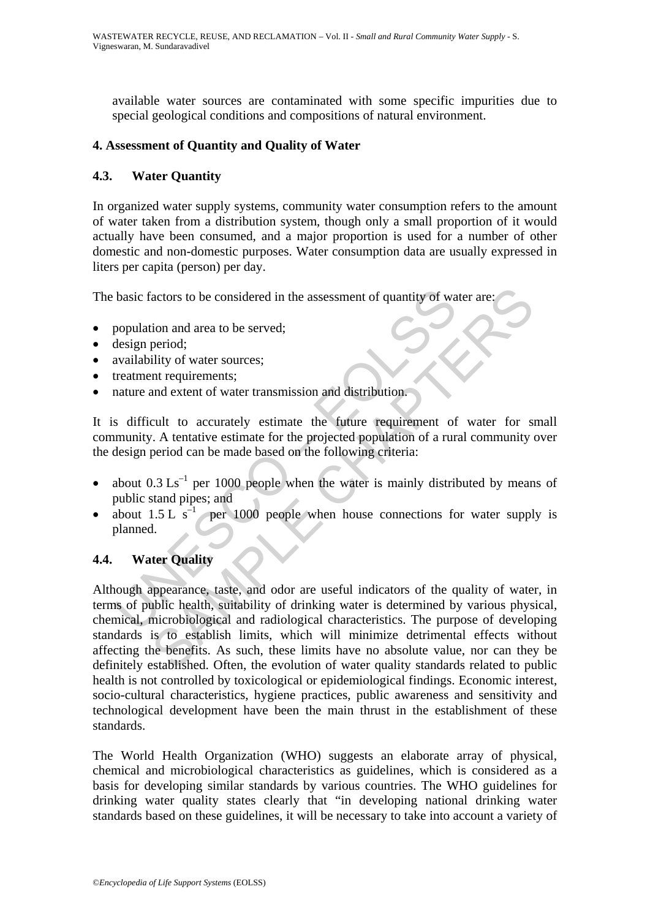available water sources are contaminated with some specific impurities due to special geological conditions and compositions of natural environment.

## 4. Assessment of Quantity and Quality of Water

### 4.3. Water Quantity

In organized water supply systems, community water consumption refers to the amount of water taken from a distribution system, though only a small proportion of it would actually have been consumed, and a major proportion is used for a number of other domestic and non-domestic purposes. Water consumption data are usually expressed in liters per capita (person) per day.

The basic factors to be considered in the assessment of quantity of water are:

- population and area to be served;
- design period;
- availability of water sources;
- treatment requirements;
- nature and extent of water transmission and distribution.

It is difficult to accurately estimate the future requirement of water for small community. A tentative estimate for the projected population of a rural community over the design period can be made based on the following criteria:

- about 0.3 $Ls^{-1}$ per 1000 people when the water is mainly distributed by means of public stand pipes; and
- about 1.5 L $s^{-1}$ per 1000 people when house connections for water supply is planned.

### 4.4. Water Quality

Although appearance, taste, and odor are useful indicators of the quality of water, in terms of public health, suitability of drinking water is determined by various physical, chemical, microbiological and radiological characteristics. The purpose of developing standards is to establish limits, which will minimize detrimental effects without affecting the benefits. As such, these limits have no absolute value, nor can they be definitely established. Often, the evolution of water quality standards related to public health is not controlled by toxicological or epidemiological findings. Economic interest, socio-cultural characteristics, hygiene practices, public awareness and sensitivity and technological development have been the main thrust in the establishment of these standards.

The World Health Organization (WHO) suggests an elaborate array of physical, chemical and microbiological characteristics as guidelines, which is considered as a basis for developing similar standards by various countries. The WHO guidelines for drinking water quality states clearly that "in developing national drinking water standards based on these guidelines, it will be necessary to take into account a variety of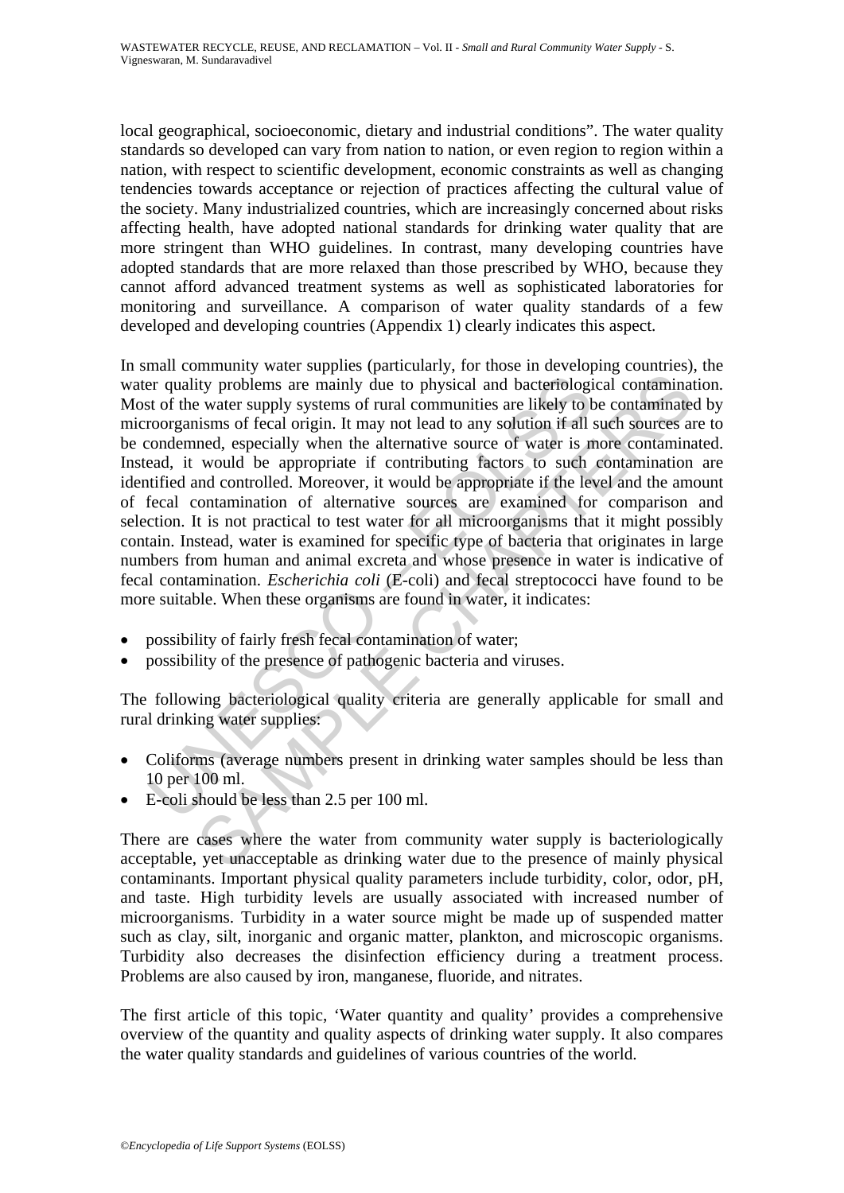local geographical, socioeconomic, dietary and industrial conditions". The water quality standards so developed can vary from nation to nation, or even region to region within a nation, with respect to scientific development, economic constraints as well as changing tendencies towards acceptance or rejection of practices affecting the cultural value of the society. Many industrialized countries, which are increasingly concerned about risks affecting health, have adopted national standards for drinking water quality that are more stringent than WHO guidelines. In contrast, many developing countries have adopted standards that are more relaxed than those prescribed by WHO, because they cannot afford advanced treatment systems as well as sophisticated laboratories for monitoring and surveillance. A comparison of water quality standards of a few developed and developing countries (Appendix 1) clearly indicates this aspect.

In small community water supplies (particularly, for those in developing countries), the water quality problems are mainly due to physical and bacteriological contamination. Most of the water supply systems of rural communities are likely to be contaminated by microorganisms of fecal origin. It may not lead to any solution if all such sources are to be condemned, especially when the alternative source of water is more contaminated. Instead, it would be appropriate if contributing factors to such contamination are identified and controlled. Moreover, it would be appropriate if the level and the amount of fecal contamination of alternative sources are examined for comparison and selection. It is not practical to test water for all microorganisms that it might possibly contain. Instead, water is examined for specific type of bacteria that originates in large numbers from human and animal excreta and whose presence in water is indicative of fecal contamination. *Escherichia coli* (E-coli) and fecal streptococci have found to be more suitable. When these organisms are found in water, it indicates:

- possibility of fairly fresh fecal contamination of water;
- possibility of the presence of pathogenic bacteria and viruses.

The following bacteriological quality criteria are generally applicable for small and rural drinking water supplies:

- Coliforms (average numbers present in drinking water samples should be less than 10 per 100 ml.
- E-coli should be less than 2.5 per 100 ml.

There are cases where the water from community water supply is bacteriologically acceptable, yet unacceptable as drinking water due to the presence of mainly physical contaminants. Important physical quality parameters include turbidity, color, odor, pH, and taste. High turbidity levels are usually associated with increased number of microorganisms. Turbidity in a water source might be made up of suspended matter such as clay, silt, inorganic and organic matter, plankton, and microscopic organisms. Turbidity also decreases the disinfection efficiency during a treatment process. Problems are also caused by iron, manganese, fluoride, and nitrates.

The first article of this topic, 'Water quantity and quality' provides a comprehensive overview of the quantity and quality aspects of drinking water supply. It also compares the water quality standards and guidelines of various countries of the world.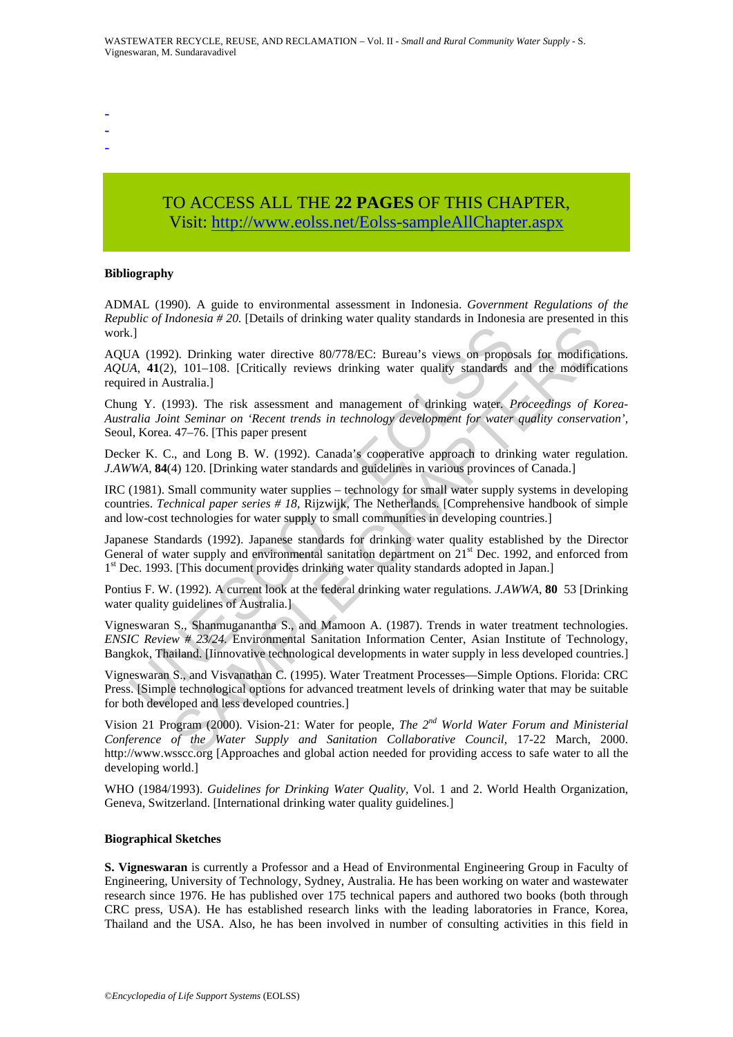-
-
-

TO ACCESS ALL THE **22 PAGES** OF THIS CHAPTER,
Visit: http://www.eolss.net/Eolss-sampleAllChapter.aspx

**Bibliography**

ADMAL (1990). A guide to environmental assessment in Indonesia. *Government Regulations of the Republic of Indonesia # 20.* [Details of drinking water quality standards in Indonesia are presented in this work.]

AQUA (1992). Drinking water directive 80/778/EC: Bureau's views on proposals for modifications. *AQUA*, **41**(2), 101–108. [Critically reviews drinking water quality standards and the modifications required in Australia.]

Chung Y. (1993). The risk assessment and management of drinking water. *Proceedings of Korea-Australia Joint Seminar on 'Recent trends in technology development for water quality conservation'*, Seoul, Korea. 47–76. [This paper present

Decker K. C., and Long B. W. (1992). Canada's cooperative approach to drinking water regulation. *J.AWWA*, **84**(4) 120. [Drinking water standards and guidelines in various provinces of Canada.]

IRC (1981). Small community water supplies – technology for small water supply systems in developing countries. *Technical paper series # 18*, Rijzwijk, The Netherlands. [Comprehensive handbook of simple and low-cost technologies for water supply to small communities in developing countries.]

Japanese Standards (1992). Japanese standards for drinking water quality established by the Director General of water supply and environmental sanitation department on 21st Dec. 1992, and enforced from 1st Dec. 1993. [This document provides drinking water quality standards adopted in Japan.]

Pontius F. W. (1992). A current look at the federal drinking water regulations. *J.AWWA*, **80** 53 [Drinking water quality guidelines of Australia.]

Vigneswaran S., Shanmugenantha S., and Mamoon A. (1987). Trends in water treatment technologies. *ENSIC Review # 23/24.* Environmental Sanitation Information Center, Asian Institute of Technology, Bangkok, Thailand. [Iinnovative technological developments in water supply in less developed countries.]

Vigneswaran S., and Visvanathan C. (1995). Water Treatment Processes—Simple Options. Florida: CRC Press. [Simple technological options for advanced treatment levels of drinking water that may be suitable for both developed and less developed countries.]

Vision 21 Program (2000). Vision-21: Water for people, *The 2nd World Water Forum and Ministerial Conference of the Water Supply and Sanitation Collaborative Council*, 17-22 March, 2000. http://www.wsscc.org [Approaches and global action needed for providing access to safe water to all the developing world.]

WHO (1984/1993). *Guidelines for Drinking Water Quality*, Vol. 1 and 2. World Health Organization, Geneva, Switzerland. [International drinking water quality guidelines.]

**Biographical Sketches**

**S. Vigneswaran** is currently a Professor and a Head of Environmental Engineering Group in Faculty of Engineering, University of Technology, Sydney, Australia. He has been working on water and wastewater research since 1976. He has published over 175 technical papers and authored two books (both through CRC press, USA). He has established research links with the leading laboratories in France, Korea, Thailand and the USA. Also, he has been involved in number of consulting activities in this field in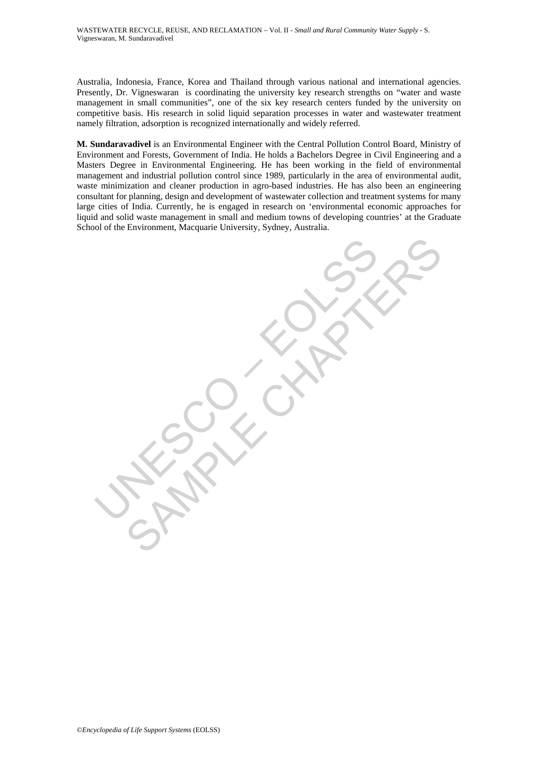Australia, Indonesia, France, Korea and Thailand through various national and international agencies. Presently, Dr. Vigneswaran is coordinating the university key research strengths on "water and waste management in small communities", one of the six key research centers funded by the university on competitive basis. His research in solid liquid separation processes in water and wastewater treatment namely filtration, adsorption is recognized internationally and widely referred.

**M. Sundaravadivel** is an Environmental Engineer with the Central Pollution Control Board, Ministry of Environment and Forests, Government of India. He holds a Bachelors Degree in Civil Engineering and a Masters Degree in Environmental Engineering. He has been working in the field of environmental management and industrial pollution control since 1989, particularly in the area of environmental audit, waste minimization and cleaner production in agro-based industries. He has also been an engineering consultant for planning, design and development of wastewater collection and treatment systems for many large cities of India. Currently, he is engaged in research on 'environmental economic approaches for liquid and solid waste management in small and medium towns of developing countries' at the Graduate School of the Environment, Macquarie University, Sydney, Australia.